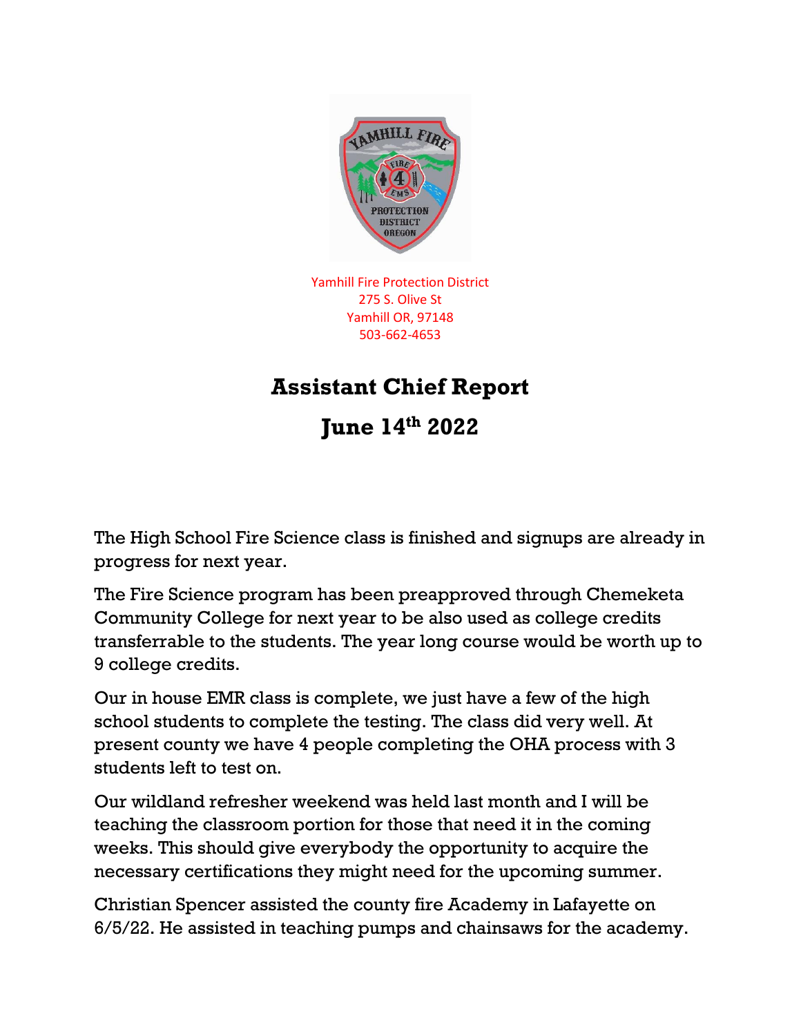Yamhill Fire Protection District
275 S. Olive St
Yamhill OR, 97148
503-662-4653

# Assistant Chief Report

# June 14th 2022

The High School Fire Science class is finished and signups are already in progress for next year.

The Fire Science program has been preapproved through Chemeketa Community College for next year to be also used as college credits transferrable to the students. The year long course would be worth up to 9 college credits.

Our in house EMR class is complete, we just have a few of the high school students to complete the testing. The class did very well. At present county we have 4 people completing the OHA process with 3 students left to test on.

Our wildland refresher weekend was held last month and I will be teaching the classroom portion for those that need it in the coming weeks. This should give everybody the opportunity to acquire the necessary certifications they might need for the upcoming summer.

Christian Spencer assisted the county fire Academy in Lafayette on 6/5/22. He assisted in teaching pumps and chainsaws for the academy.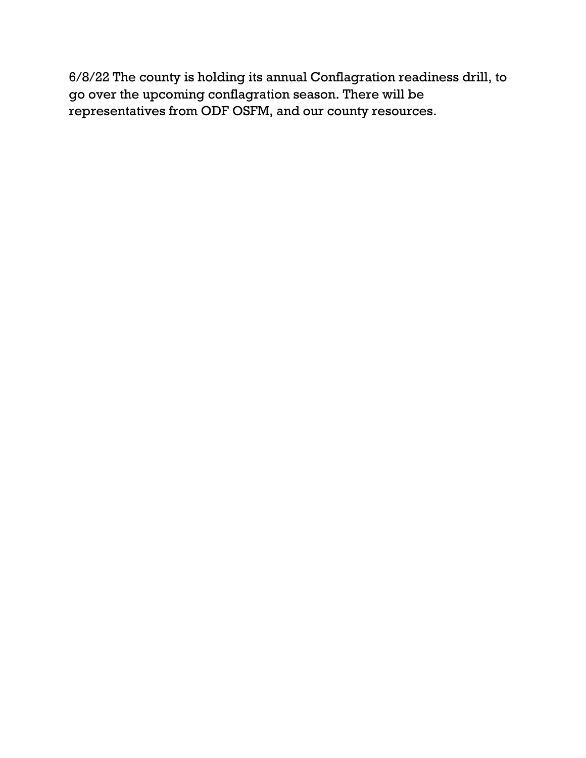6/8/22 The county is holding its annual Conflagration readiness drill, to go over the upcoming conflagration season. There will be representatives from ODF OSFM, and our county resources.